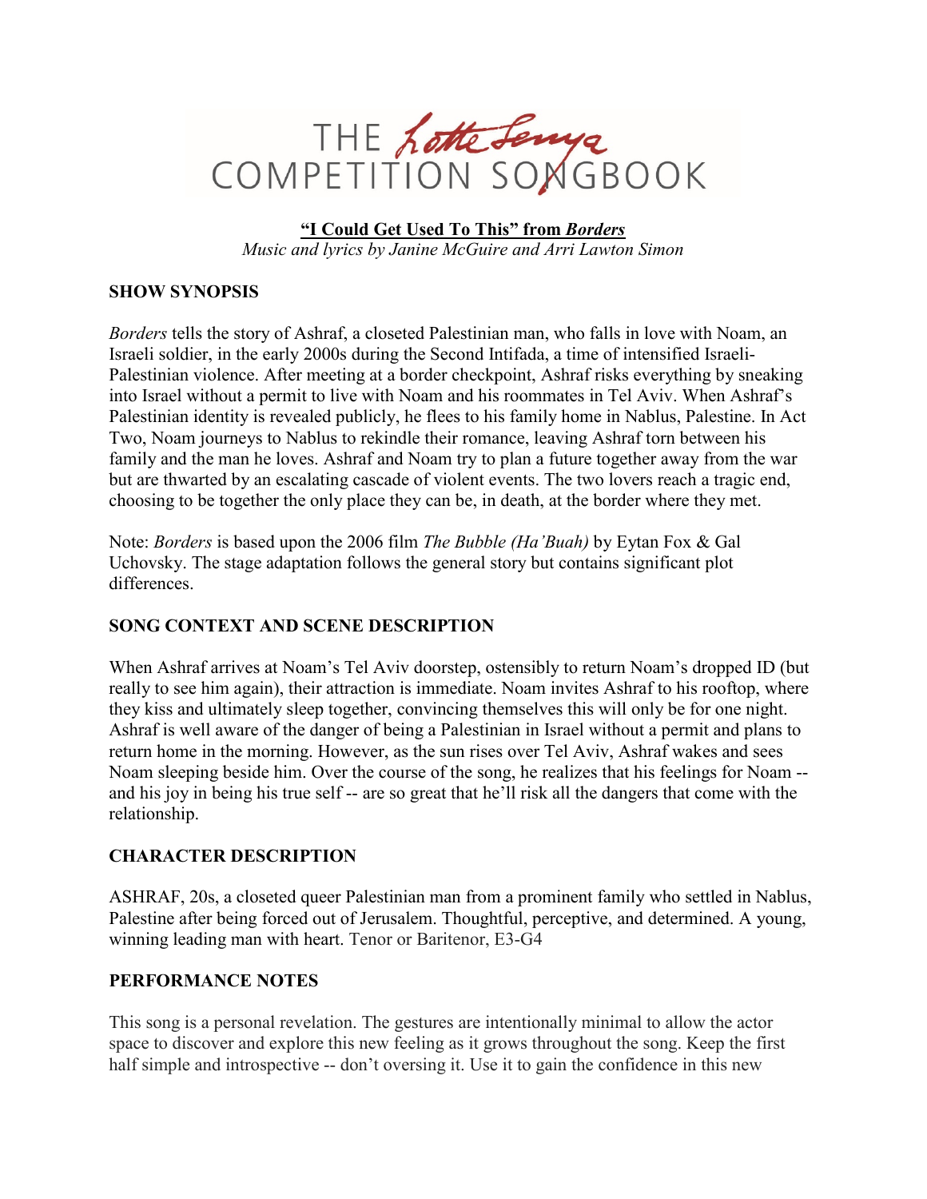# THE Lotte Lenya COMPETITION SONGBOOK

**"I Could Get Used To This" from *Borders***

*Music and lyrics by Janine McGuire and Arri Lawton Simon*

## SHOW SYNOPSIS

*Borders* tells the story of Ashraf, a closeted Palestinian man, who falls in love with Noam, an Israeli soldier, in the early 2000s during the Second Intifada, a time of intensified Israeli-Palestinian violence. After meeting at a border checkpoint, Ashraf risks everything by sneaking into Israel without a permit to live with Noam and his roommates in Tel Aviv. When Ashraf's Palestinian identity is revealed publicly, he flees to his family home in Nablus, Palestine. In Act Two, Noam journeys to Nablus to rekindle their romance, leaving Ashraf torn between his family and the man he loves. Ashraf and Noam try to plan a future together away from the war but are thwarted by an escalating cascade of violent events. The two lovers reach a tragic end, choosing to be together the only place they can be, in death, at the border where they met.

Note: *Borders* is based upon the 2006 film *The Bubble (Ha'Buah)* by Eytan Fox & Gal Uchovsky. The stage adaptation follows the general story but contains significant plot differences.

## SONG CONTEXT AND SCENE DESCRIPTION

When Ashraf arrives at Noam's Tel Aviv doorstep, ostensibly to return Noam's dropped ID (but really to see him again), their attraction is immediate. Noam invites Ashraf to his rooftop, where they kiss and ultimately sleep together, convincing themselves this will only be for one night. Ashraf is well aware of the danger of being a Palestinian in Israel without a permit and plans to return home in the morning. However, as the sun rises over Tel Aviv, Ashraf wakes and sees Noam sleeping beside him. Over the course of the song, he realizes that his feelings for Noam -- and his joy in being his true self -- are so great that he'll risk all the dangers that come with the relationship.

## CHARACTER DESCRIPTION

ASHRAF, 20s, a closeted queer Palestinian man from a prominent family who settled in Nablus, Palestine after being forced out of Jerusalem. Thoughtful, perceptive, and determined. A young, winning leading man with heart. Tenor or Baritenor, E3-G4

## PERFORMANCE NOTES

This song is a personal revelation. The gestures are intentionally minimal to allow the actor space to discover and explore this new feeling as it grows throughout the song. Keep the first half simple and introspective -- don't oversing it. Use it to gain the confidence in this new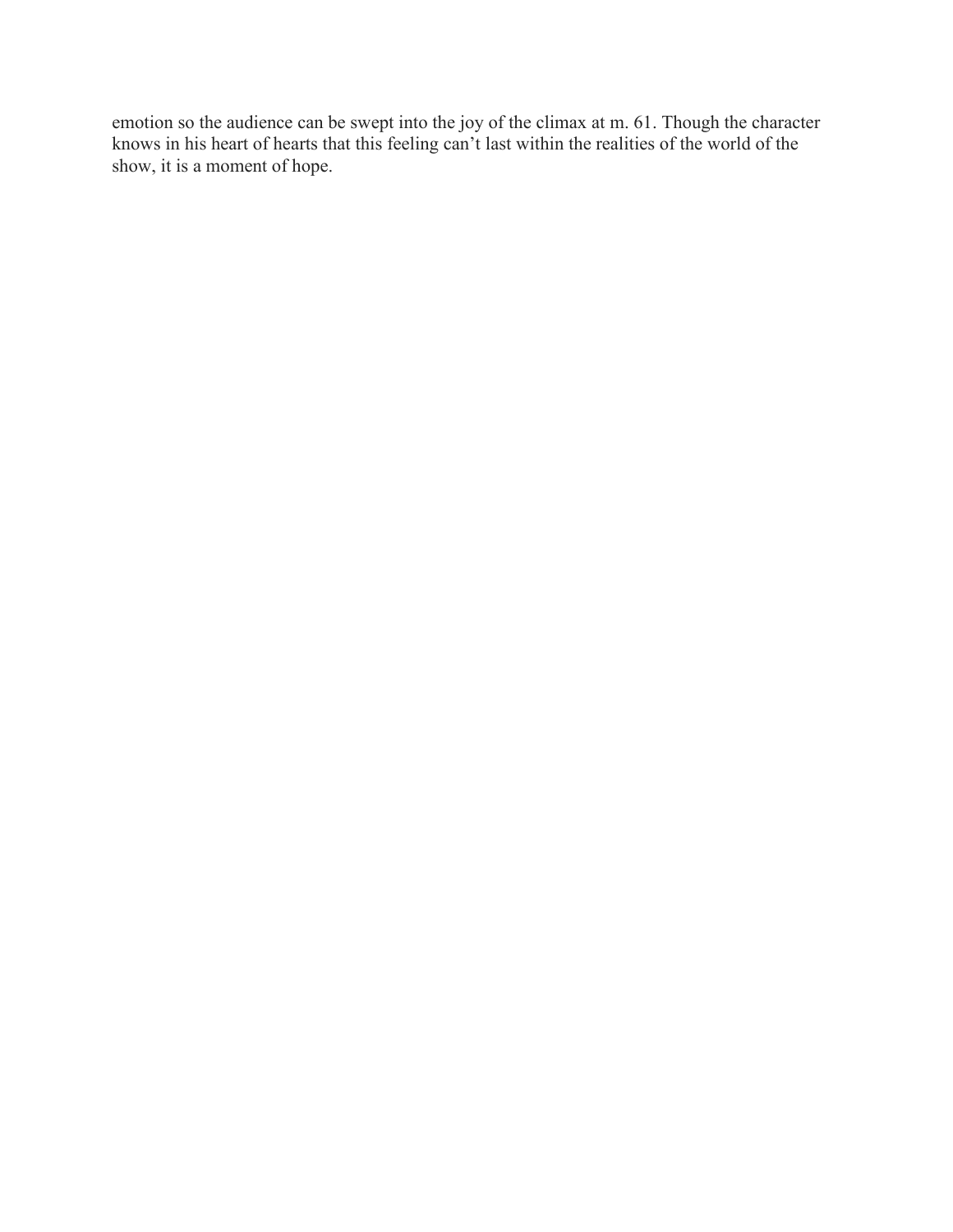emotion so the audience can be swept into the joy of the climax at m. 61. Though the character knows in his heart of hearts that this feeling can't last within the realities of the world of the show, it is a moment of hope.